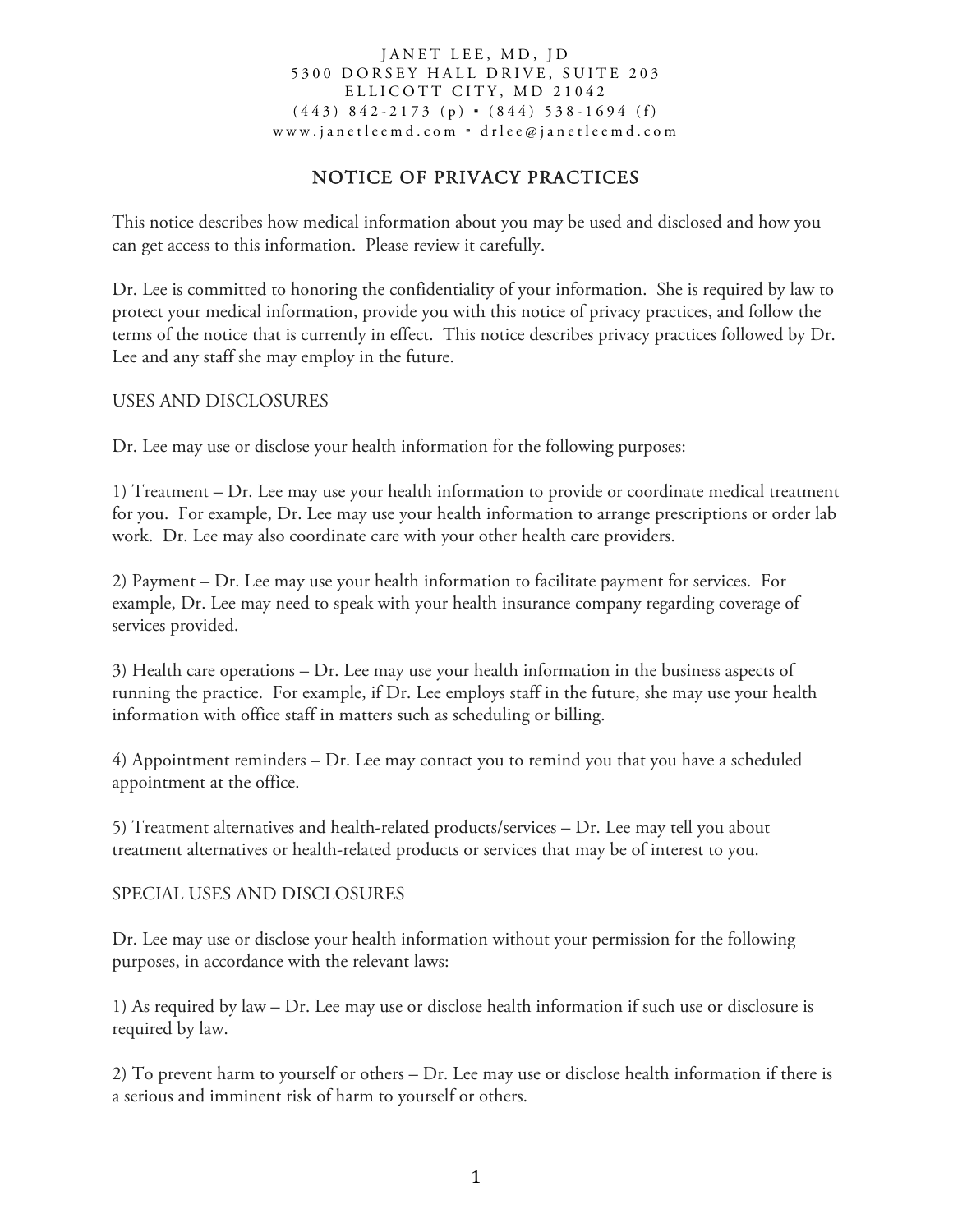JANET LEE, MD, JD
5300 DORSEY HALL DRIVE, SUITE 203
ELLICOTT CITY, MD 21042
(443) 842-2173 (p) • (844) 538-1694 (f)
www.janetleemd.com • drlee@janetleemd.com

# NOTICE OF PRIVACY PRACTICES

This notice describes how medical information about you may be used and disclosed and how you can get access to this information. Please review it carefully.

Dr. Lee is committed to honoring the confidentiality of your information. She is required by law to protect your medical information, provide you with this notice of privacy practices, and follow the terms of the notice that is currently in effect. This notice describes privacy practices followed by Dr. Lee and any staff she may employ in the future.

## USES AND DISCLOSURES

Dr. Lee may use or disclose your health information for the following purposes:

1) Treatment – Dr. Lee may use your health information to provide or coordinate medical treatment for you. For example, Dr. Lee may use your health information to arrange prescriptions or order lab work. Dr. Lee may also coordinate care with your other health care providers.

2) Payment – Dr. Lee may use your health information to facilitate payment for services. For example, Dr. Lee may need to speak with your health insurance company regarding coverage of services provided.

3) Health care operations – Dr. Lee may use your health information in the business aspects of running the practice. For example, if Dr. Lee employs staff in the future, she may use your health information with office staff in matters such as scheduling or billing.

4) Appointment reminders – Dr. Lee may contact you to remind you that you have a scheduled appointment at the office.

5) Treatment alternatives and health-related products/services – Dr. Lee may tell you about treatment alternatives or health-related products or services that may be of interest to you.

## SPECIAL USES AND DISCLOSURES

Dr. Lee may use or disclose your health information without your permission for the following purposes, in accordance with the relevant laws:

1) As required by law – Dr. Lee may use or disclose health information if such use or disclosure is required by law.

2) To prevent harm to yourself or others – Dr. Lee may use or disclose health information if there is a serious and imminent risk of harm to yourself or others.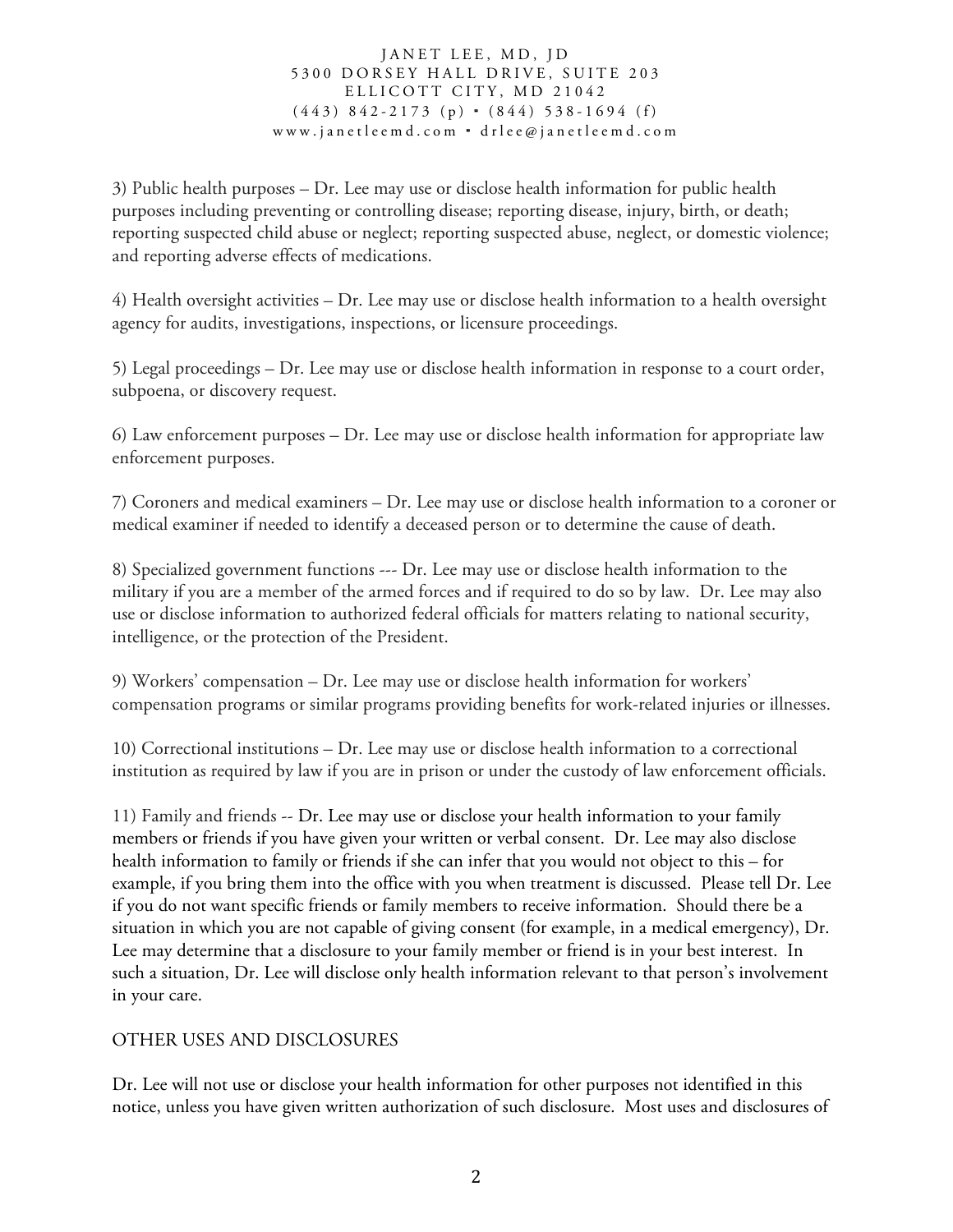3) Public health purposes – Dr. Lee may use or disclose health information for public health purposes including preventing or controlling disease; reporting disease, injury, birth, or death; reporting suspected child abuse or neglect; reporting suspected abuse, neglect, or domestic violence; and reporting adverse effects of medications.

4) Health oversight activities – Dr. Lee may use or disclose health information to a health oversight agency for audits, investigations, inspections, or licensure proceedings.

5) Legal proceedings – Dr. Lee may use or disclose health information in response to a court order, subpoena, or discovery request.

6) Law enforcement purposes – Dr. Lee may use or disclose health information for appropriate law enforcement purposes.

7) Coroners and medical examiners – Dr. Lee may use or disclose health information to a coroner or medical examiner if needed to identify a deceased person or to determine the cause of death.

8) Specialized government functions --- Dr. Lee may use or disclose health information to the military if you are a member of the armed forces and if required to do so by law. Dr. Lee may also use or disclose information to authorized federal officials for matters relating to national security, intelligence, or the protection of the President.

9) Workers' compensation – Dr. Lee may use or disclose health information for workers' compensation programs or similar programs providing benefits for work-related injuries or illnesses.

10) Correctional institutions – Dr. Lee may use or disclose health information to a correctional institution as required by law if you are in prison or under the custody of law enforcement officials.

11) Family and friends -- Dr. Lee may use or disclose your health information to your family members or friends if you have given your written or verbal consent. Dr. Lee may also disclose health information to family or friends if she can infer that you would not object to this – for example, if you bring them into the office with you when treatment is discussed. Please tell Dr. Lee if you do not want specific friends or family members to receive information. Should there be a situation in which you are not capable of giving consent (for example, in a medical emergency), Dr. Lee may determine that a disclosure to your family member or friend is in your best interest. In such a situation, Dr. Lee will disclose only health information relevant to that person's involvement in your care.

## OTHER USES AND DISCLOSURES

Dr. Lee will not use or disclose your health information for other purposes not identified in this notice, unless you have given written authorization of such disclosure. Most uses and disclosures of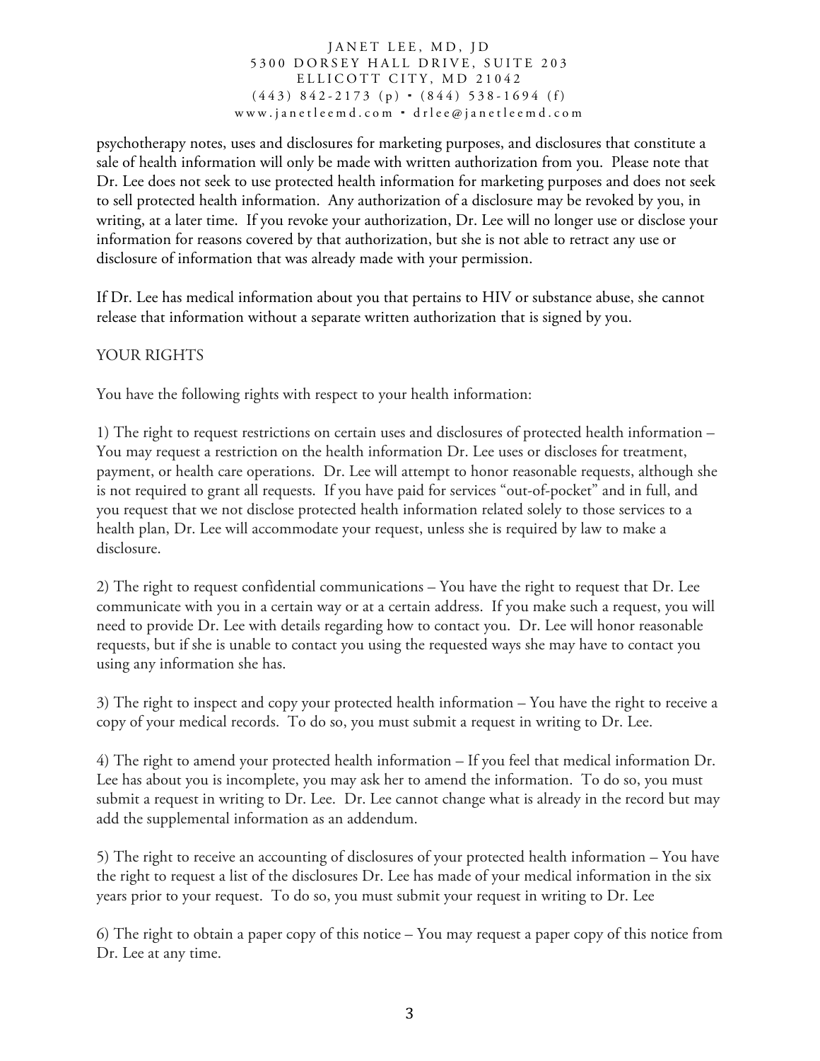psychotherapy notes, uses and disclosures for marketing purposes, and disclosures that constitute a sale of health information will only be made with written authorization from you. Please note that Dr. Lee does not seek to use protected health information for marketing purposes and does not seek to sell protected health information. Any authorization of a disclosure may be revoked by you, in writing, at a later time. If you revoke your authorization, Dr. Lee will no longer use or disclose your information for reasons covered by that authorization, but she is not able to retract any use or disclosure of information that was already made with your permission.

If Dr. Lee has medical information about you that pertains to HIV or substance abuse, she cannot release that information without a separate written authorization that is signed by you.

## YOUR RIGHTS

You have the following rights with respect to your health information:

1) The right to request restrictions on certain uses and disclosures of protected health information – You may request a restriction on the health information Dr. Lee uses or discloses for treatment, payment, or health care operations. Dr. Lee will attempt to honor reasonable requests, although she is not required to grant all requests. If you have paid for services "out-of-pocket" and in full, and you request that we not disclose protected health information related solely to those services to a health plan, Dr. Lee will accommodate your request, unless she is required by law to make a disclosure.

2) The right to request confidential communications – You have the right to request that Dr. Lee communicate with you in a certain way or at a certain address. If you make such a request, you will need to provide Dr. Lee with details regarding how to contact you. Dr. Lee will honor reasonable requests, but if she is unable to contact you using the requested ways she may have to contact you using any information she has.

3) The right to inspect and copy your protected health information – You have the right to receive a copy of your medical records. To do so, you must submit a request in writing to Dr. Lee.

4) The right to amend your protected health information – If you feel that medical information Dr. Lee has about you is incomplete, you may ask her to amend the information. To do so, you must submit a request in writing to Dr. Lee. Dr. Lee cannot change what is already in the record but may add the supplemental information as an addendum.

5) The right to receive an accounting of disclosures of your protected health information – You have the right to request a list of the disclosures Dr. Lee has made of your medical information in the six years prior to your request. To do so, you must submit your request in writing to Dr. Lee

6) The right to obtain a paper copy of this notice – You may request a paper copy of this notice from Dr. Lee at any time.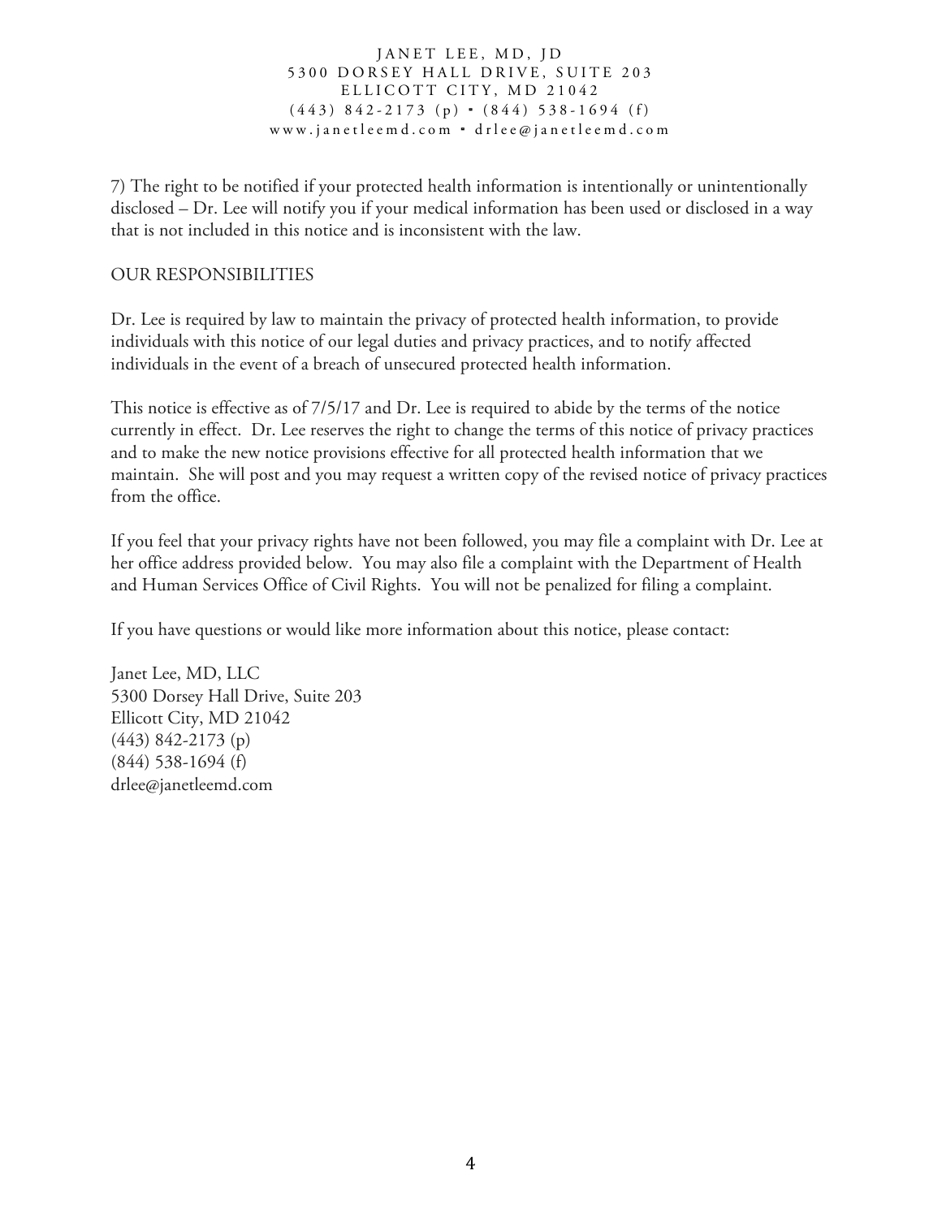7) The right to be notified if your protected health information is intentionally or unintentionally disclosed – Dr. Lee will notify you if your medical information has been used or disclosed in a way that is not included in this notice and is inconsistent with the law.

## OUR RESPONSIBILITIES

Dr. Lee is required by law to maintain the privacy of protected health information, to provide individuals with this notice of our legal duties and privacy practices, and to notify affected individuals in the event of a breach of unsecured protected health information.

This notice is effective as of 7/5/17 and Dr. Lee is required to abide by the terms of the notice currently in effect. Dr. Lee reserves the right to change the terms of this notice of privacy practices and to make the new notice provisions effective for all protected health information that we maintain. She will post and you may request a written copy of the revised notice of privacy practices from the office.

If you feel that your privacy rights have not been followed, you may file a complaint with Dr. Lee at her office address provided below. You may also file a complaint with the Department of Health and Human Services Office of Civil Rights. You will not be penalized for filing a complaint.

If you have questions or would like more information about this notice, please contact:

Janet Lee, MD, LLC
5300 Dorsey Hall Drive, Suite 203
Ellicott City, MD 21042
(443) 842-2173 (p)
(844) 538-1694 (f)
drlee@janetleemd.com